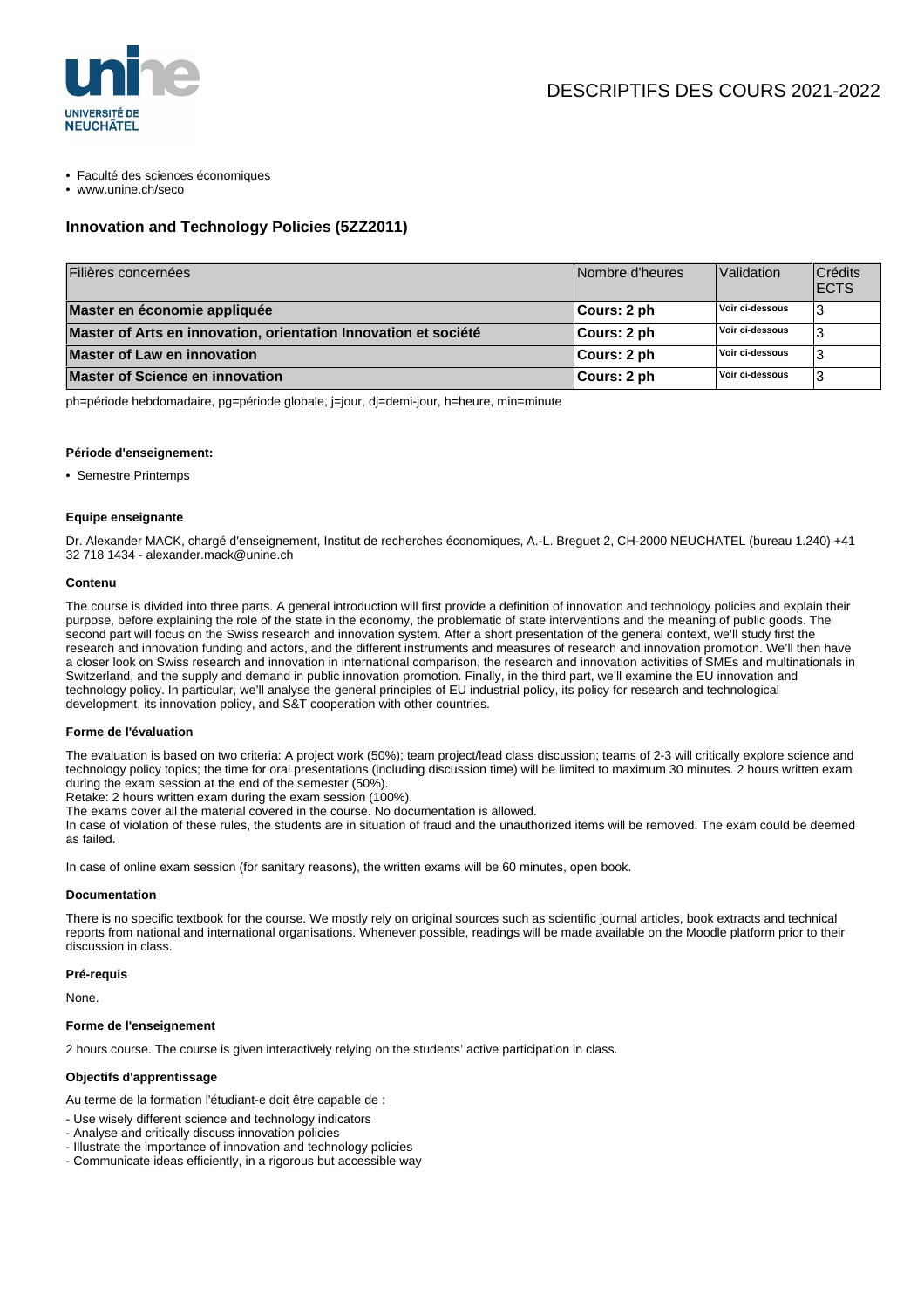# DESCRIPTIFS DES COURS 2021-2022

- Faculté des sciences économiques
- www.unine.ch/seco

## Innovation and Technology Policies (5ZZ2011)

| Filières concernées | Nombre d'heures | Validation | Crédits ECTS |
|---|---|---|---|
| **Master en économie appliquée** | **Cours: 2 ph** | **Voir ci-dessous** | 3 |
| **Master of Arts en innovation, orientation Innovation et société** | **Cours: 2 ph** | **Voir ci-dessous** | 3 |
| **Master of Law en innovation** | **Cours: 2 ph** | **Voir ci-dessous** | 3 |
| **Master of Science en innovation** | **Cours: 2 ph** | **Voir ci-dessous** | 3 |

ph=période hebdomadaire, pg=période globale, j=jour, dj=demi-jour, h=heure, min=minute

#### Période d'enseignement:

- Semestre Printemps

#### Equipe enseignante

Dr. Alexander MACK, chargé d'enseignement, Institut de recherches économiques, A.-L. Breguet 2, CH-2000 NEUCHATEL (bureau 1.240) +41 32 718 1434 - alexander.mack@unine.ch

#### Contenu

The course is divided into three parts. A general introduction will first provide a definition of innovation and technology policies and explain their purpose, before explaining the role of the state in the economy, the problematic of state interventions and the meaning of public goods. The second part will focus on the Swiss research and innovation system. After a short presentation of the general context, we'll study first the research and innovation funding and actors, and the different instruments and measures of research and innovation promotion. We'll then have a closer look on Swiss research and innovation in international comparison, the research and innovation activities of SMEs and multinationals in Switzerland, and the supply and demand in public innovation promotion. Finally, in the third part, we'll examine the EU innovation and technology policy. In particular, we'll analyse the general principles of EU industrial policy, its policy for research and technological development, its innovation policy, and S&T cooperation with other countries.

#### Forme de l'évaluation

The evaluation is based on two criteria: A project work (50%); team project/lead class discussion; teams of 2-3 will critically explore science and technology policy topics; the time for oral presentations (including discussion time) will be limited to maximum 30 minutes. 2 hours written exam during the exam session at the end of the semester (50%).
Retake: 2 hours written exam during the exam session (100%).
The exams cover all the material covered in the course. No documentation is allowed.
In case of violation of these rules, the students are in situation of fraud and the unauthorized items will be removed. The exam could be deemed as failed.

In case of online exam session (for sanitary reasons), the written exams will be 60 minutes, open book.

#### Documentation

There is no specific textbook for the course. We mostly rely on original sources such as scientific journal articles, book extracts and technical reports from national and international organisations. Whenever possible, readings will be made available on the Moodle platform prior to their discussion in class.

#### Pré-requis

None.

#### Forme de l'enseignement

2 hours course. The course is given interactively relying on the students' active participation in class.

#### Objectifs d'apprentissage

Au terme de la formation l'étudiant-e doit être capable de :

- Use wisely different science and technology indicators
- Analyse and critically discuss innovation policies
- Illustrate the importance of innovation and technology policies
- Communicate ideas efficiently, in a rigorous but accessible way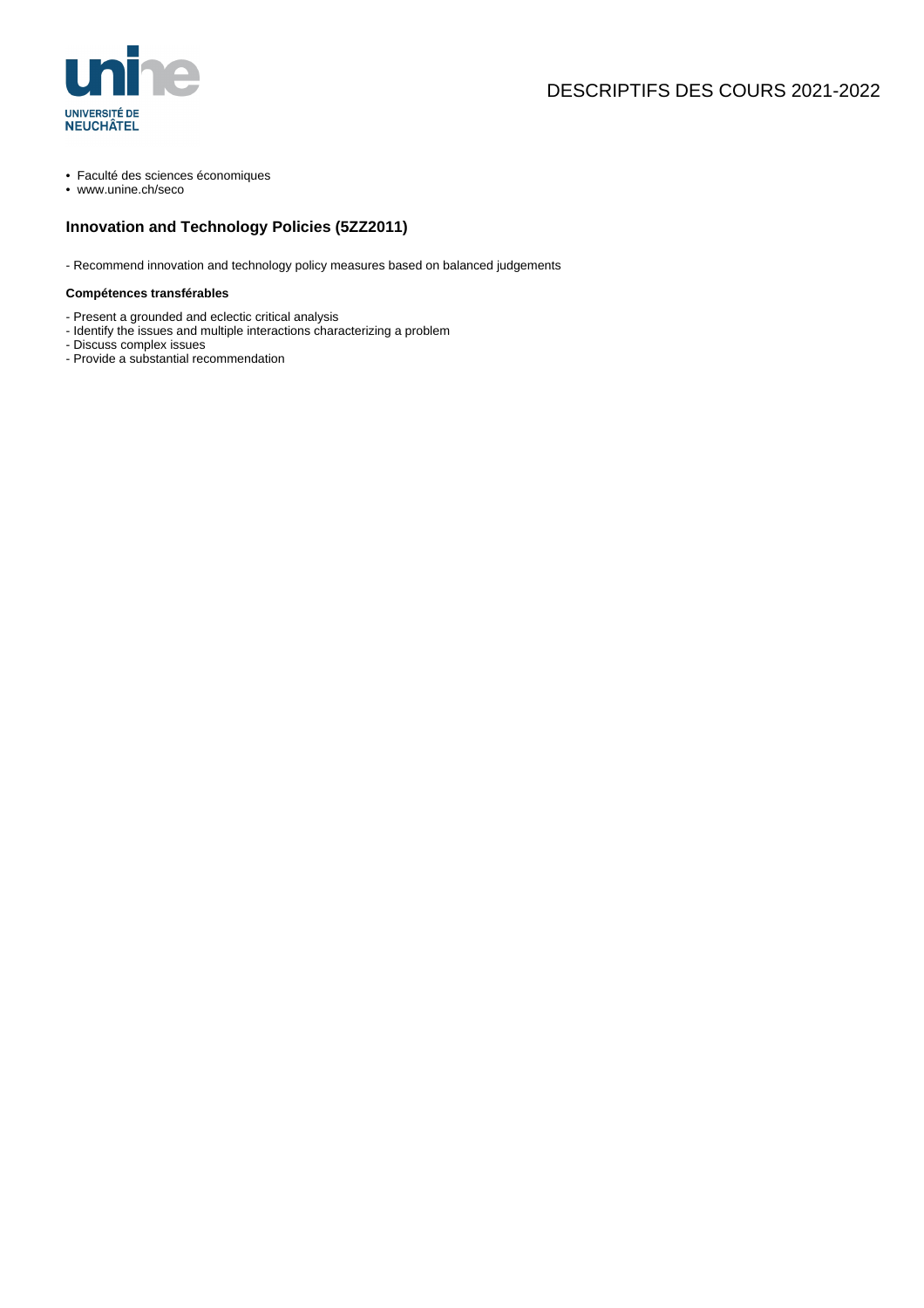- Faculté des sciences économiques
- www.unine.ch/seco

## Innovation and Technology Policies (5ZZ2011)

- Recommend innovation and technology policy measures based on balanced judgements

**Compétences transférables**

- Present a grounded and eclectic critical analysis
- Identify the issues and multiple interactions characterizing a problem
- Discuss complex issues
- Provide a substantial recommendation